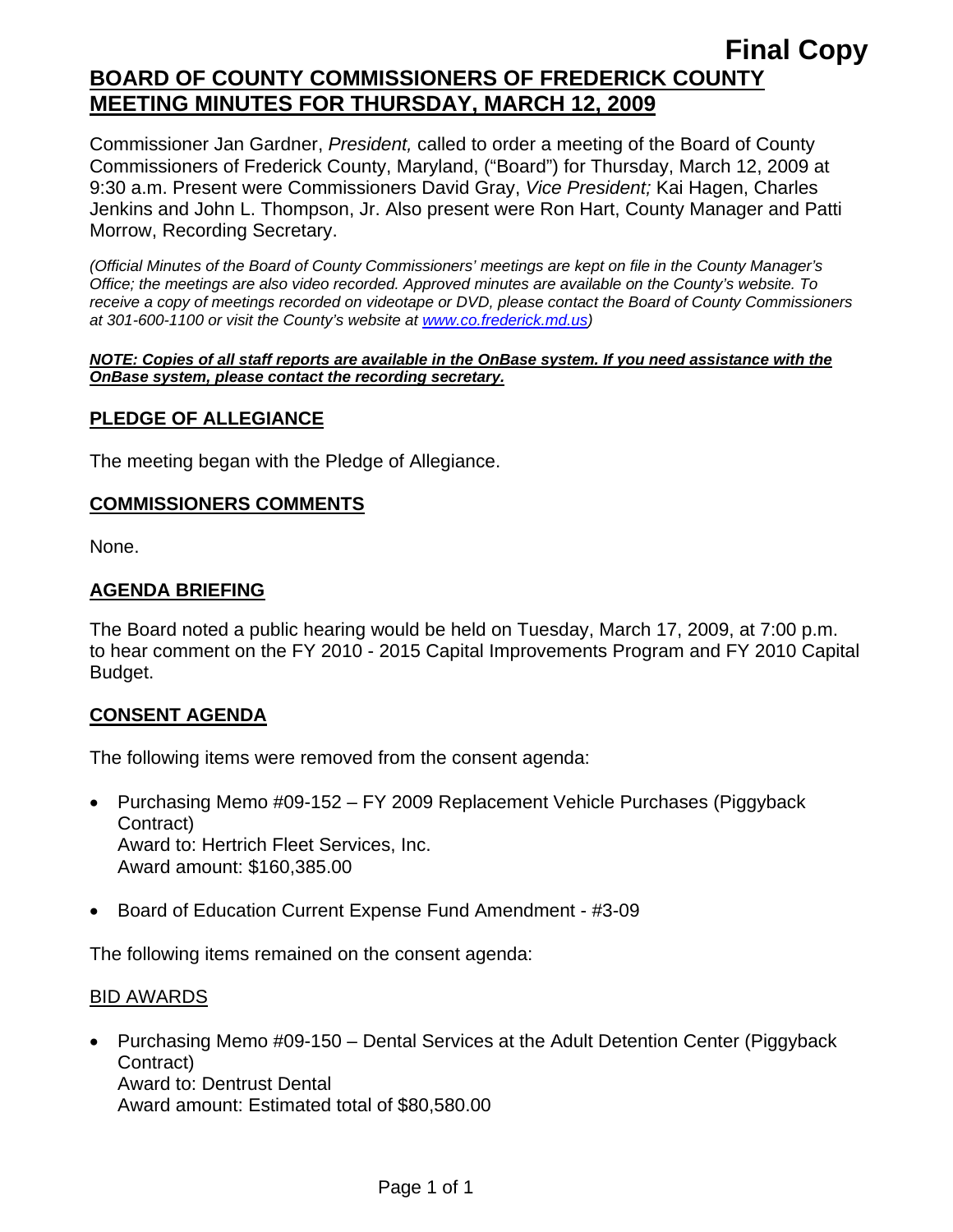**Final Copy**

# BOARD OF COUNTY COMMISSIONERS OF FREDERICK COUNTY MEETING MINUTES FOR THURSDAY, MARCH 12, 2009

Commissioner Jan Gardner, *President,* called to order a meeting of the Board of County Commissioners of Frederick County, Maryland, ("Board") for Thursday, March 12, 2009 at 9:30 a.m. Present were Commissioners David Gray, *Vice President;* Kai Hagen, Charles Jenkins and John L. Thompson, Jr. Also present were Ron Hart, County Manager and Patti Morrow, Recording Secretary.

*(Official Minutes of the Board of County Commissioners' meetings are kept on file in the County Manager's Office; the meetings are also video recorded. Approved minutes are available on the County's website. To receive a copy of meetings recorded on videotape or DVD, please contact the Board of County Commissioners at 301-600-1100 or visit the County's website at www.co.frederick.md.us)*

***NOTE: Copies of all staff reports are available in the OnBase system. If you need assistance with the OnBase system, please contact the recording secretary.***

## PLEDGE OF ALLEGIANCE

The meeting began with the Pledge of Allegiance.

## COMMISSIONERS COMMENTS

None.

## AGENDA BRIEFING

The Board noted a public hearing would be held on Tuesday, March 17, 2009, at 7:00 p.m. to hear comment on the FY 2010 - 2015 Capital Improvements Program and FY 2010 Capital Budget.

## CONSENT AGENDA

The following items were removed from the consent agenda:

- Purchasing Memo #09-152 – FY 2009 Replacement Vehicle Purchases (Piggyback Contract)
  Award to: Hertrich Fleet Services, Inc.
  Award amount: $160,385.00
- Board of Education Current Expense Fund Amendment - #3-09

The following items remained on the consent agenda:

### BID AWARDS

- Purchasing Memo #09-150 – Dental Services at the Adult Detention Center (Piggyback Contract)
  Award to: Dentrust Dental
  Award amount: Estimated total of $80,580.00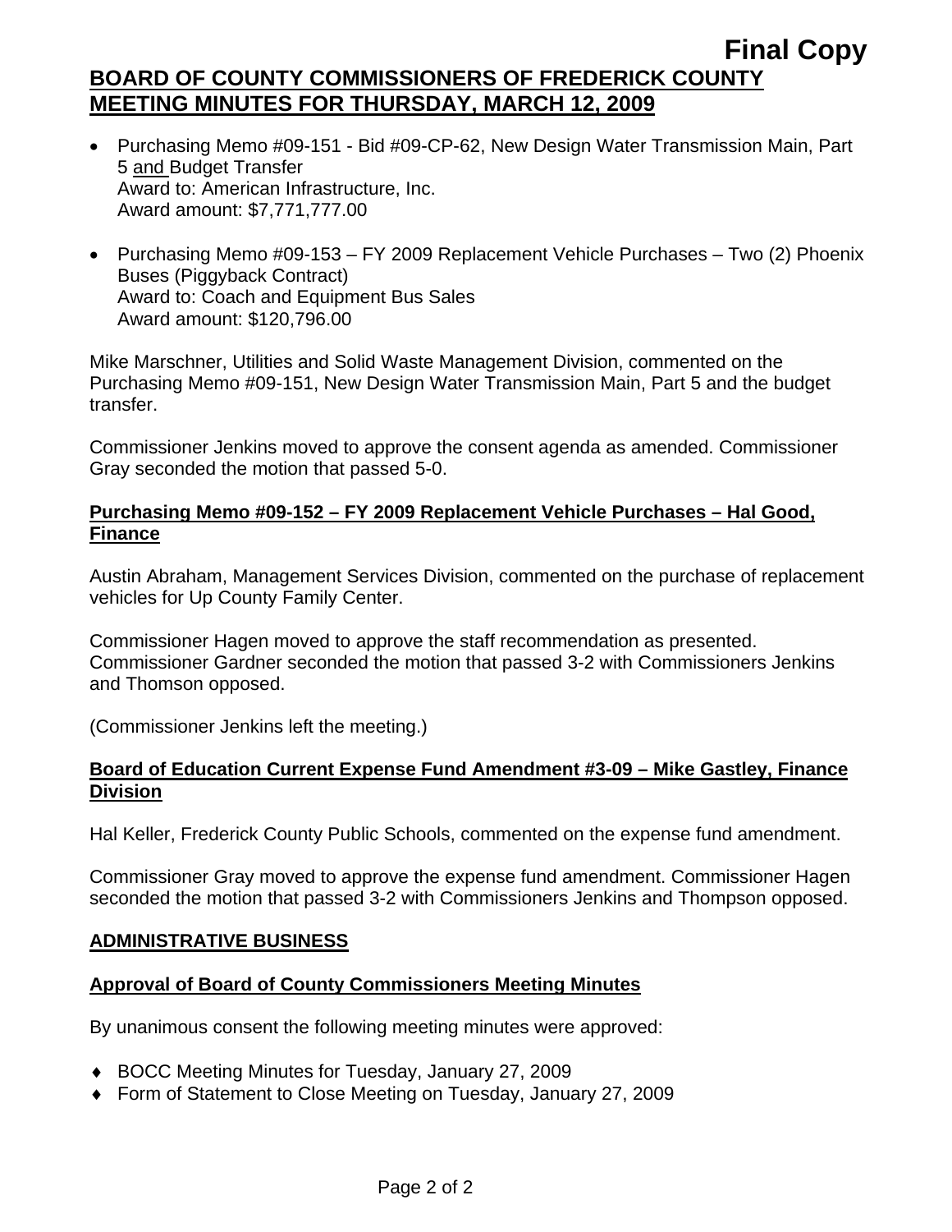**Final Copy**

**BOARD OF COUNTY COMMISSIONERS OF FREDERICK COUNTY MEETING MINUTES FOR THURSDAY, MARCH 12, 2009**

- Purchasing Memo #09-151 - Bid #09-CP-62, New Design Water Transmission Main, Part 5 and Budget Transfer
  Award to: American Infrastructure, Inc.
  Award amount: $7,771,777.00

- Purchasing Memo #09-153 – FY 2009 Replacement Vehicle Purchases – Two (2) Phoenix Buses (Piggyback Contract)
  Award to: Coach and Equipment Bus Sales
  Award amount: $120,796.00

Mike Marschner, Utilities and Solid Waste Management Division, commented on the Purchasing Memo #09-151, New Design Water Transmission Main, Part 5 and the budget transfer.

Commissioner Jenkins moved to approve the consent agenda as amended. Commissioner Gray seconded the motion that passed 5-0.

**Purchasing Memo #09-152 – FY 2009 Replacement Vehicle Purchases – Hal Good, Finance**

Austin Abraham, Management Services Division, commented on the purchase of replacement vehicles for Up County Family Center.

Commissioner Hagen moved to approve the staff recommendation as presented. Commissioner Gardner seconded the motion that passed 3-2 with Commissioners Jenkins and Thomson opposed.

(Commissioner Jenkins left the meeting.)

**Board of Education Current Expense Fund Amendment #3-09 – Mike Gastley, Finance Division**

Hal Keller, Frederick County Public Schools, commented on the expense fund amendment.

Commissioner Gray moved to approve the expense fund amendment. Commissioner Hagen seconded the motion that passed 3-2 with Commissioners Jenkins and Thompson opposed.

## ADMINISTRATIVE BUSINESS

**Approval of Board of County Commissioners Meeting Minutes**

By unanimous consent the following meeting minutes were approved:

- BOCC Meeting Minutes for Tuesday, January 27, 2009
- Form of Statement to Close Meeting on Tuesday, January 27, 2009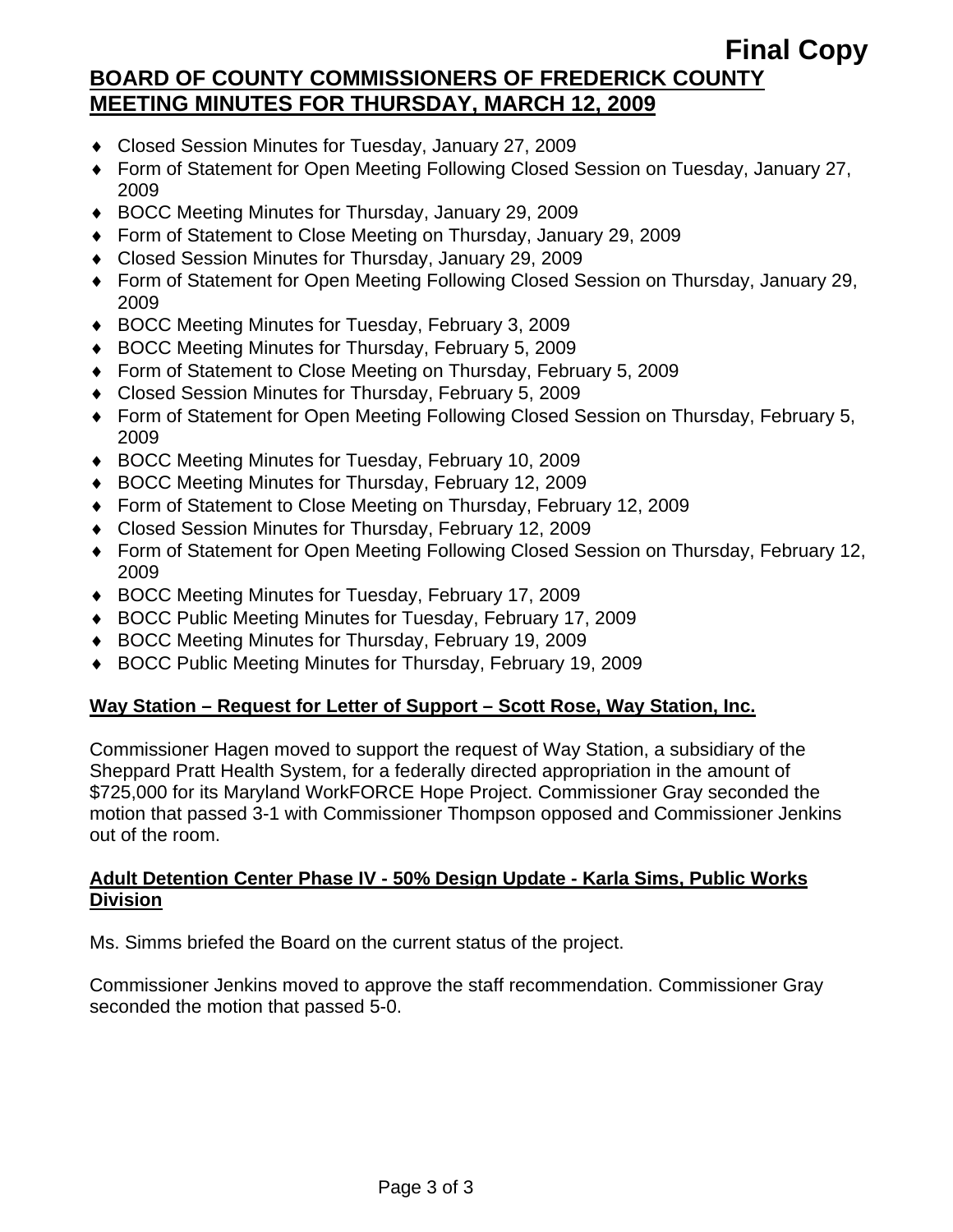- Closed Session Minutes for Tuesday, January 27, 2009
- Form of Statement for Open Meeting Following Closed Session on Tuesday, January 27, 2009
- BOCC Meeting Minutes for Thursday, January 29, 2009
- Form of Statement to Close Meeting on Thursday, January 29, 2009
- Closed Session Minutes for Thursday, January 29, 2009
- Form of Statement for Open Meeting Following Closed Session on Thursday, January 29, 2009
- BOCC Meeting Minutes for Tuesday, February 3, 2009
- BOCC Meeting Minutes for Thursday, February 5, 2009
- Form of Statement to Close Meeting on Thursday, February 5, 2009
- Closed Session Minutes for Thursday, February 5, 2009
- Form of Statement for Open Meeting Following Closed Session on Thursday, February 5, 2009
- BOCC Meeting Minutes for Tuesday, February 10, 2009
- BOCC Meeting Minutes for Thursday, February 12, 2009
- Form of Statement to Close Meeting on Thursday, February 12, 2009
- Closed Session Minutes for Thursday, February 12, 2009
- Form of Statement for Open Meeting Following Closed Session on Thursday, February 12, 2009
- BOCC Meeting Minutes for Tuesday, February 17, 2009
- BOCC Public Meeting Minutes for Tuesday, February 17, 2009
- BOCC Meeting Minutes for Thursday, February 19, 2009
- BOCC Public Meeting Minutes for Thursday, February 19, 2009

**Way Station – Request for Letter of Support – Scott Rose, Way Station, Inc.**

Commissioner Hagen moved to support the request of Way Station, a subsidiary of the Sheppard Pratt Health System, for a federally directed appropriation in the amount of $725,000 for its Maryland WorkFORCE Hope Project. Commissioner Gray seconded the motion that passed 3-1 with Commissioner Thompson opposed and Commissioner Jenkins out of the room.

**Adult Detention Center Phase IV - 50% Design Update - Karla Sims, Public Works Division**

Ms. Simms briefed the Board on the current status of the project.

Commissioner Jenkins moved to approve the staff recommendation. Commissioner Gray seconded the motion that passed 5-0.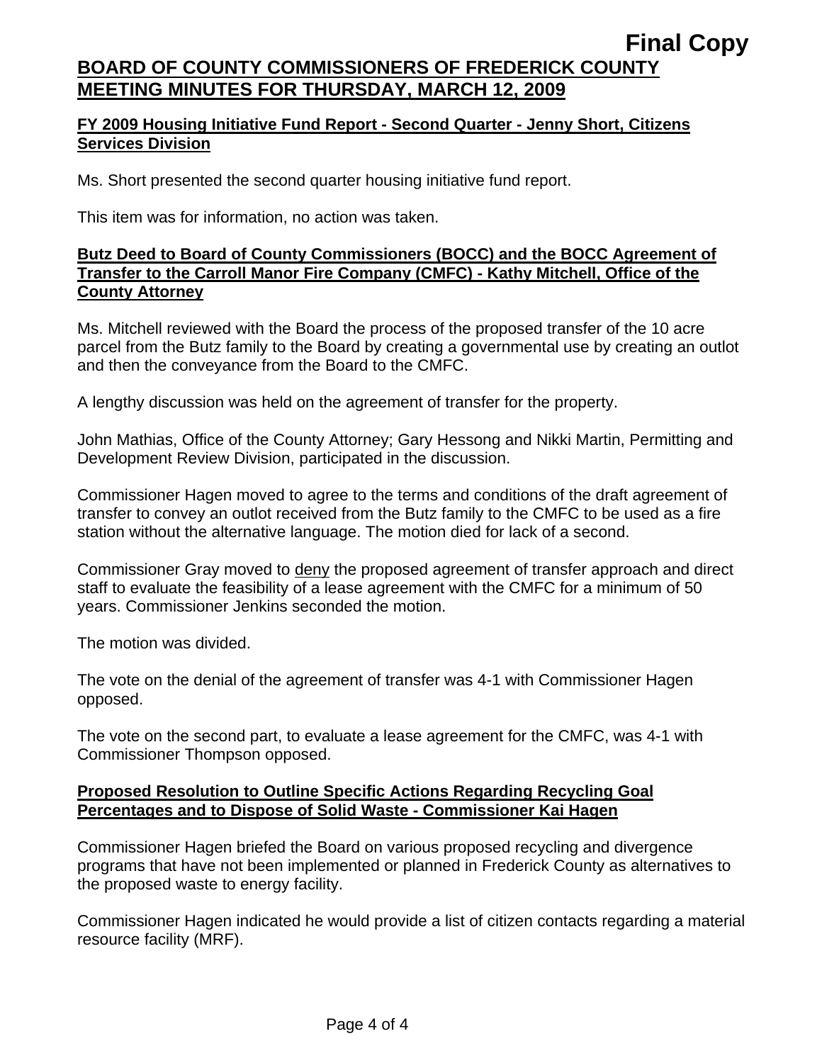**Final Copy**

## BOARD OF COUNTY COMMISSIONERS OF FREDERICK COUNTY MEETING MINUTES FOR THURSDAY, MARCH 12, 2009

### FY 2009 Housing Initiative Fund Report - Second Quarter - Jenny Short, Citizens Services Division

Ms. Short presented the second quarter housing initiative fund report.

This item was for information, no action was taken.

### Butz Deed to Board of County Commissioners (BOCC) and the BOCC Agreement of Transfer to the Carroll Manor Fire Company (CMFC) - Kathy Mitchell, Office of the County Attorney

Ms. Mitchell reviewed with the Board the process of the proposed transfer of the 10 acre parcel from the Butz family to the Board by creating a governmental use by creating an outlot and then the conveyance from the Board to the CMFC.

A lengthy discussion was held on the agreement of transfer for the property.

John Mathias, Office of the County Attorney; Gary Hessong and Nikki Martin, Permitting and Development Review Division, participated in the discussion.

Commissioner Hagen moved to agree to the terms and conditions of the draft agreement of transfer to convey an outlot received from the Butz family to the CMFC to be used as a fire station without the alternative language. The motion died for lack of a second.

Commissioner Gray moved to deny the proposed agreement of transfer approach and direct staff to evaluate the feasibility of a lease agreement with the CMFC for a minimum of 50 years. Commissioner Jenkins seconded the motion.

The motion was divided.

The vote on the denial of the agreement of transfer was 4-1 with Commissioner Hagen opposed.

The vote on the second part, to evaluate a lease agreement for the CMFC, was 4-1 with Commissioner Thompson opposed.

### Proposed Resolution to Outline Specific Actions Regarding Recycling Goal Percentages and to Dispose of Solid Waste - Commissioner Kai Hagen

Commissioner Hagen briefed the Board on various proposed recycling and divergence programs that have not been implemented or planned in Frederick County as alternatives to the proposed waste to energy facility.

Commissioner Hagen indicated he would provide a list of citizen contacts regarding a material resource facility (MRF).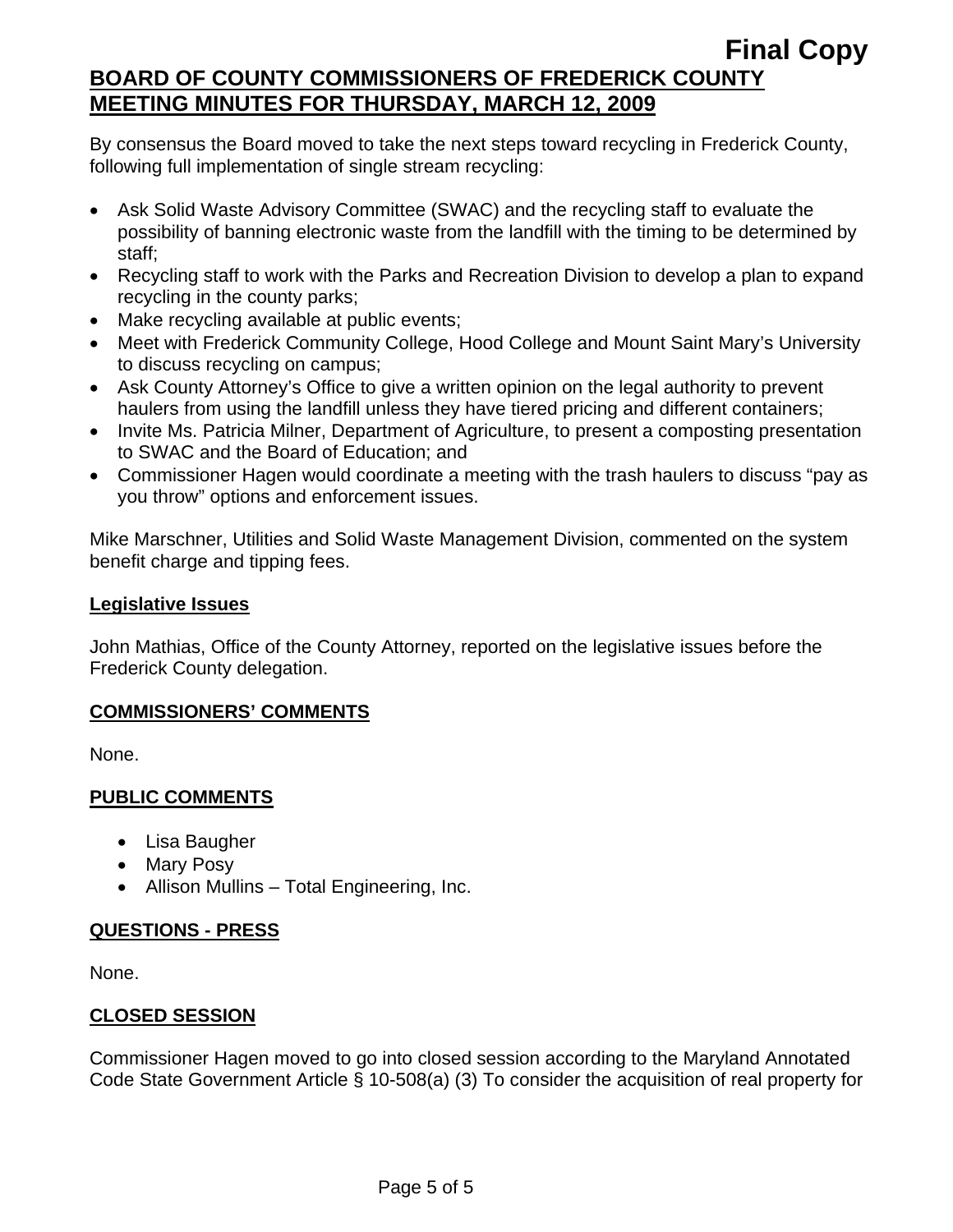By consensus the Board moved to take the next steps toward recycling in Frederick County, following full implementation of single stream recycling:

- Ask Solid Waste Advisory Committee (SWAC) and the recycling staff to evaluate the possibility of banning electronic waste from the landfill with the timing to be determined by staff;
- Recycling staff to work with the Parks and Recreation Division to develop a plan to expand recycling in the county parks;
- Make recycling available at public events;
- Meet with Frederick Community College, Hood College and Mount Saint Mary's University to discuss recycling on campus;
- Ask County Attorney's Office to give a written opinion on the legal authority to prevent haulers from using the landfill unless they have tiered pricing and different containers;
- Invite Ms. Patricia Milner, Department of Agriculture, to present a composting presentation to SWAC and the Board of Education; and
- Commissioner Hagen would coordinate a meeting with the trash haulers to discuss "pay as you throw" options and enforcement issues.

Mike Marschner, Utilities and Solid Waste Management Division, commented on the system benefit charge and tipping fees.

**Legislative Issues**

John Mathias, Office of the County Attorney, reported on the legislative issues before the Frederick County delegation.

## COMMISSIONERS' COMMENTS

None.

## PUBLIC COMMENTS

- Lisa Baugher
- Mary Posy
- Allison Mullins – Total Engineering, Inc.

## QUESTIONS - PRESS

None.

## CLOSED SESSION

Commissioner Hagen moved to go into closed session according to the Maryland Annotated Code State Government Article § 10-508(a) (3) To consider the acquisition of real property for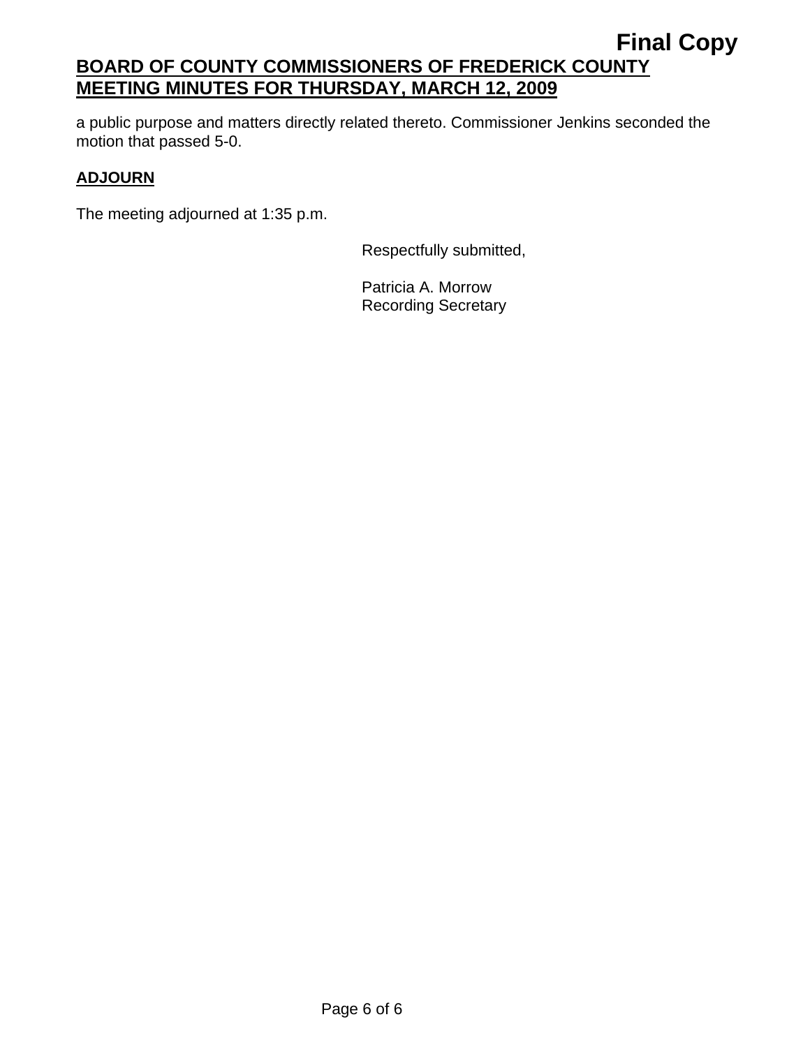a public purpose and matters directly related thereto. Commissioner Jenkins seconded the motion that passed 5-0.

**ADJOURN**

The meeting adjourned at 1:35 p.m.

Respectfully submitted,

Patricia A. Morrow
Recording Secretary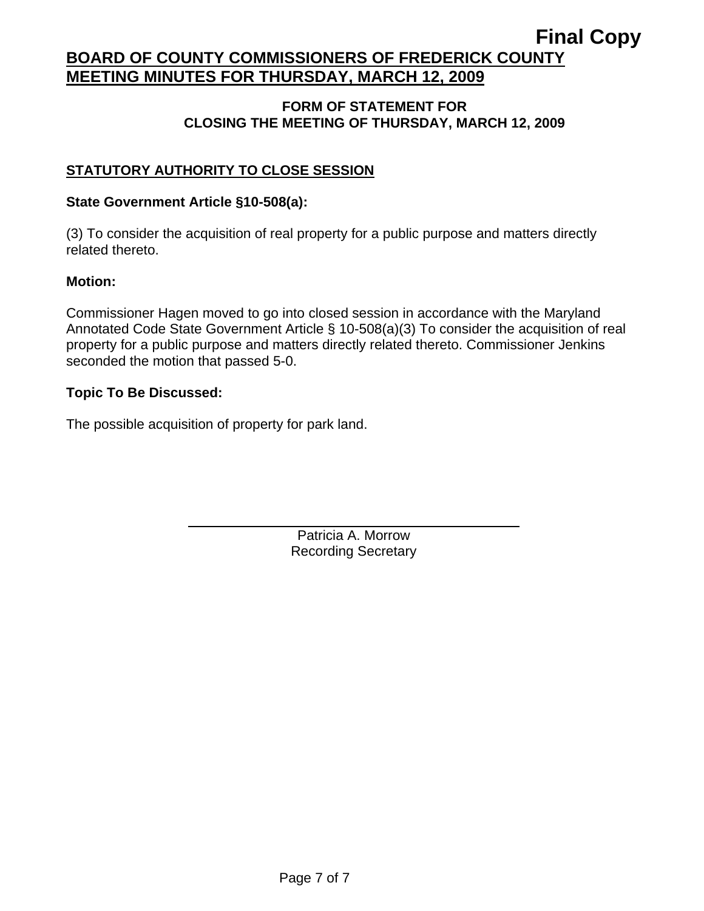**Final Copy**

## BOARD OF COUNTY COMMISSIONERS OF FREDERICK COUNTY MEETING MINUTES FOR THURSDAY, MARCH 12, 2009

### FORM OF STATEMENT FOR CLOSING THE MEETING OF THURSDAY, MARCH 12, 2009

### STATUTORY AUTHORITY TO CLOSE SESSION

**State Government Article §10-508(a):**

(3) To consider the acquisition of real property for a public purpose and matters directly related thereto.

**Motion:**

Commissioner Hagen moved to go into closed session in accordance with the Maryland Annotated Code State Government Article § 10-508(a)(3) To consider the acquisition of real property for a public purpose and matters directly related thereto. Commissioner Jenkins seconded the motion that passed 5-0.

**Topic To Be Discussed:**

The possible acquisition of property for park land.

Patricia A. Morrow
Recording Secretary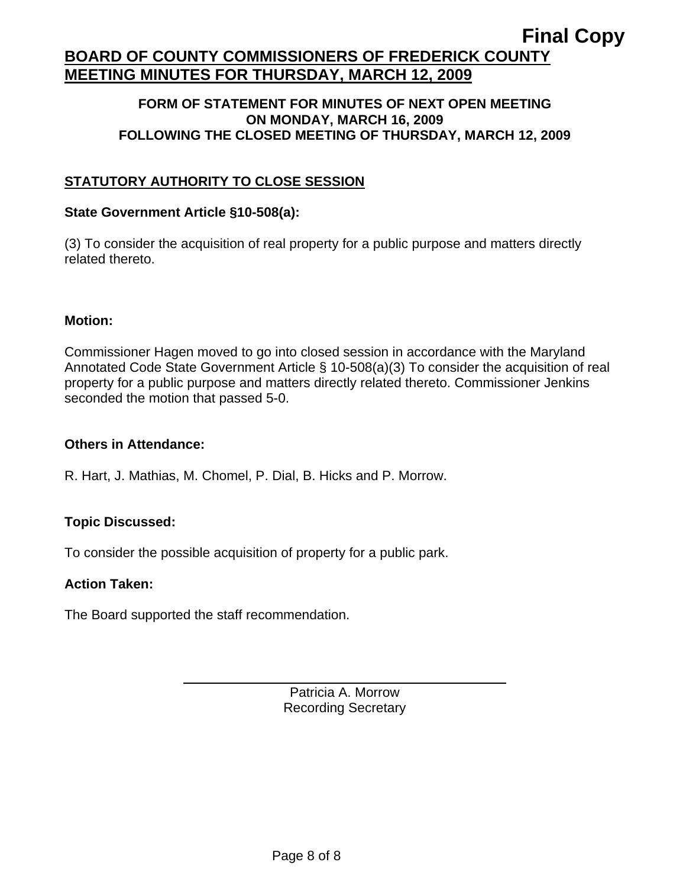**Final Copy**

# BOARD OF COUNTY COMMISSIONERS OF FREDERICK COUNTY MEETING MINUTES FOR THURSDAY, MARCH 12, 2009

### FORM OF STATEMENT FOR MINUTES OF NEXT OPEN MEETING ON MONDAY, MARCH 16, 2009 FOLLOWING THE CLOSED MEETING OF THURSDAY, MARCH 12, 2009

## STATUTORY AUTHORITY TO CLOSE SESSION

**State Government Article §10-508(a):**

(3) To consider the acquisition of real property for a public purpose and matters directly related thereto.

**Motion:**

Commissioner Hagen moved to go into closed session in accordance with the Maryland Annotated Code State Government Article § 10-508(a)(3) To consider the acquisition of real property for a public purpose and matters directly related thereto. Commissioner Jenkins seconded the motion that passed 5-0.

**Others in Attendance:**

R. Hart, J. Mathias, M. Chomel, P. Dial, B. Hicks and P. Morrow.

**Topic Discussed:**

To consider the possible acquisition of property for a public park.

**Action Taken:**

The Board supported the staff recommendation.

Patricia A. Morrow
Recording Secretary